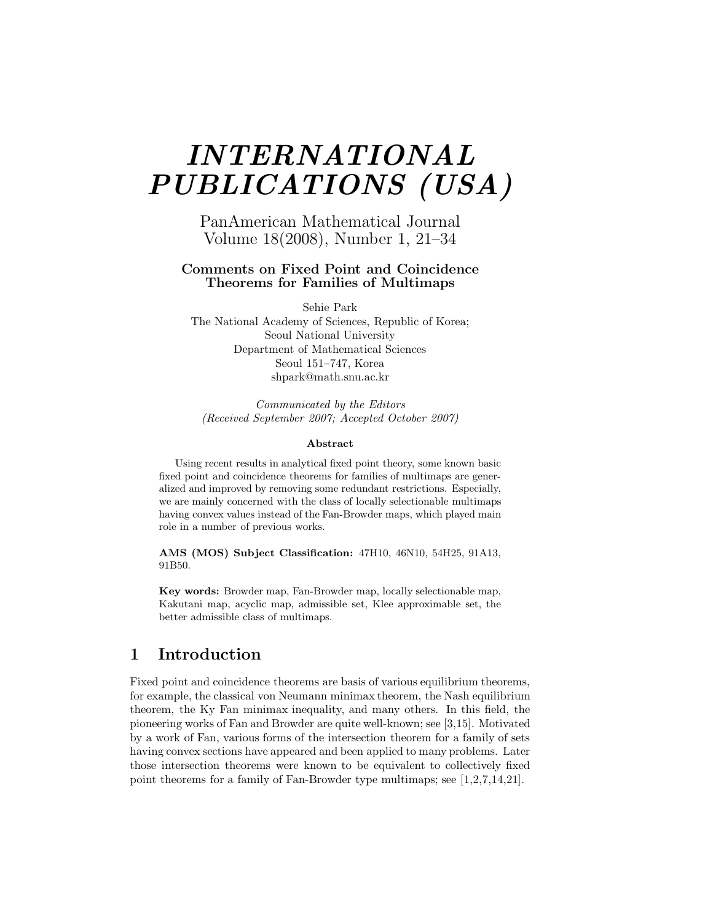# *INTERNATIONAL PUBLICATIONS (USA)*

PanAmerican Mathematical Journal
Volume 18(2008), Number 1, 21–34

## Comments on Fixed Point and Coincidence Theorems for Families of Multimaps

Sehie Park
The National Academy of Sciences, Republic of Korea;
Seoul National University
Department of Mathematical Sciences
Seoul 151–747, Korea
shpark@math.snu.ac.kr

*Communicated by the Editors*
*(Received September 2007; Accepted October 2007)*

**Abstract**

Using recent results in analytical fixed point theory, some known basic fixed point and coincidence theorems for families of multimaps are generalized and improved by removing some redundant restrictions. Especially, we are mainly concerned with the class of locally selectionable multimaps having convex values instead of the Fan-Browder maps, which played main role in a number of previous works.

**AMS (MOS) Subject Classification:** 47H10, 46N10, 54H25, 91A13, 91B50.

**Key words:** Browder map, Fan-Browder map, locally selectionable map, Kakutani map, acyclic map, admissible set, Klee approximable set, the better admissible class of multimaps.

## 1 Introduction

Fixed point and coincidence theorems are basis of various equilibrium theorems, for example, the classical von Neumann minimax theorem, the Nash equilibrium theorem, the Ky Fan minimax inequality, and many others. In this field, the pioneering works of Fan and Browder are quite well-known; see [3,15]. Motivated by a work of Fan, various forms of the intersection theorem for a family of sets having convex sections have appeared and been applied to many problems. Later those intersection theorems were known to be equivalent to collectively fixed point theorems for a family of Fan-Browder type multimaps; see [1,2,7,14,21].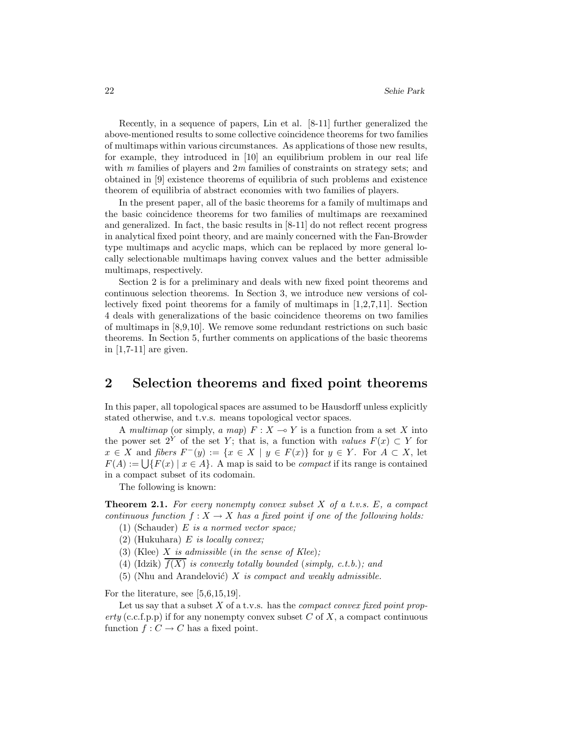Recently, in a sequence of papers, Lin et al. [8-11] further generalized the above-mentioned results to some collective coincidence theorems for two families of multimaps within various circumstances. As applications of those new results, for example, they introduced in [10] an equilibrium problem in our real life with $m$ families of players and $2m$ families of constraints on strategy sets; and obtained in [9] existence theorems of equilibria of such problems and existence theorem of equilibria of abstract economies with two families of players.

In the present paper, all of the basic theorems for a family of multimaps and the basic coincidence theorems for two families of multimaps are reexamined and generalized. In fact, the basic results in [8-11] do not reflect recent progress in analytical fixed point theory, and are mainly concerned with the Fan-Browder type multimaps and acyclic maps, which can be replaced by more general locally selectionable multimaps having convex values and the better admissible multimaps, respectively.

Section 2 is for a preliminary and deals with new fixed point theorems and continuous selection theorems. In Section 3, we introduce new versions of collectively fixed point theorems for a family of multimaps in [1,2,7,11]. Section 4 deals with generalizations of the basic coincidence theorems on two families of multimaps in [8,9,10]. We remove some redundant restrictions on such basic theorems. In Section 5, further comments on applications of the basic theorems in [1,7-11] are given.

## 2 Selection theorems and fixed point theorems

In this paper, all topological spaces are assumed to be Hausdorff unless explicitly stated otherwise, and t.v.s. means topological vector spaces.

A *multimap* (or simply, *a map*) $F : X \multimap Y$ is a function from a set $X$ into the power set $2^Y$ of the set $Y$; that is, a function with *values* $F(x) \subset Y$ for $x \in X$ and *fibers* $F^-(y) := \{x \in X \mid y \in F(x)\}$ for $y \in Y$. For $A \subset X$, let $F(A) := \bigcup\{F(x) \mid x \in A\}$. A map is said to be *compact* if its range is contained in a compact subset of its codomain.

The following is known:

**Theorem 2.1.** *For every nonempty convex subset $X$ of a t.v.s. $E$, a compact continuous function $f : X \to X$ has a fixed point if one of the following holds:*

(1) (Schauder) *$E$ is a normed vector space;*

(2) (Hukuhara) *$E$ is locally convex;*

(3) (Klee) *$X$ is admissible* (*in the sense of Klee*)*;*

(4) (Idzik) *$\overline{f(X)}$ is convexly totally bounded* (*simply, c.t.b.*)*; and*

(5) (Nhu and Aranđelović) *$X$ is compact and weakly admissible.*

For the literature, see [5,6,15,19].

Let us say that a subset $X$ of a t.v.s. has the *compact convex fixed point property* (c.c.f.p.p) if for any nonempty convex subset $C$ of $X$, a compact continuous function $f : C \to C$ has a fixed point.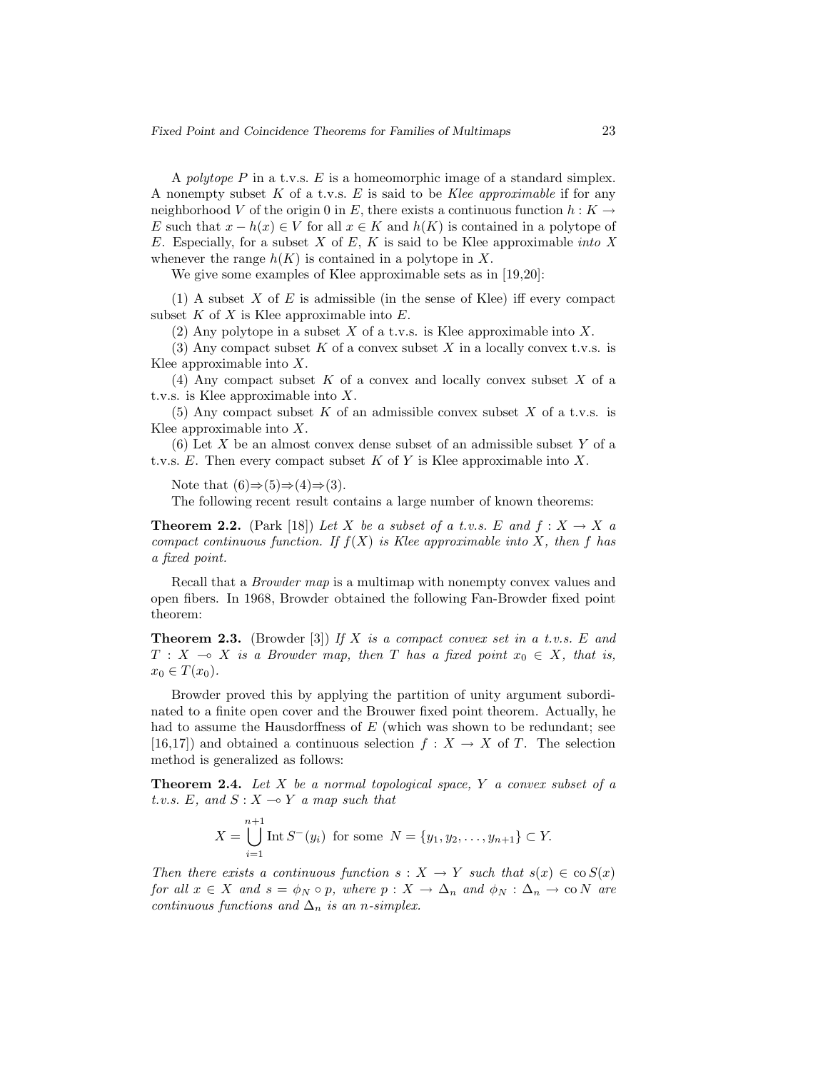A *polytope* $P$ in a t.v.s. $E$ is a homeomorphic image of a standard simplex. A nonempty subset $K$ of a t.v.s. $E$ is said to be *Klee approximable* if for any neighborhood $V$ of the origin 0 in $E$, there exists a continuous function $h : K \to E$ such that $x - h(x) \in V$ for all $x \in K$ and $h(K)$ is contained in a polytope of $E$. Especially, for a subset $X$ of $E$, $K$ is said to be Klee approximable *into* $X$ whenever the range $h(K)$ is contained in a polytope in $X$.

We give some examples of Klee approximable sets as in [19,20]:

(1) A subset $X$ of $E$ is admissible (in the sense of Klee) iff every compact subset $K$ of $X$ is Klee approximable into $E$.

(2) Any polytope in a subset $X$ of a t.v.s. is Klee approximable into $X$.

(3) Any compact subset $K$ of a convex subset $X$ in a locally convex t.v.s. is Klee approximable into $X$.

(4) Any compact subset $K$ of a convex and locally convex subset $X$ of a t.v.s. is Klee approximable into $X$.

(5) Any compact subset $K$ of an admissible convex subset $X$ of a t.v.s. is Klee approximable into $X$.

(6) Let $X$ be an almost convex dense subset of an admissible subset $Y$ of a t.v.s. $E$. Then every compact subset $K$ of $Y$ is Klee approximable into $X$.

Note that (6)$\Rightarrow$(5)$\Rightarrow$(4)$\Rightarrow$(3).

The following recent result contains a large number of known theorems:

**Theorem 2.2.** (Park [18]) *Let $X$ be a subset of a t.v.s. $E$ and $f : X \to X$ a compact continuous function. If $f(X)$ is Klee approximable into $X$, then $f$ has a fixed point.*

Recall that a *Browder map* is a multimap with nonempty convex values and open fibers. In 1968, Browder obtained the following Fan-Browder fixed point theorem:

**Theorem 2.3.** (Browder [3]) *If $X$ is a compact convex set in a t.v.s. $E$ and $T : X \multimap X$ is a Browder map, then $T$ has a fixed point $x_0 \in X$, that is, $x_0 \in T(x_0)$.*

Browder proved this by applying the partition of unity argument subordinated to a finite open cover and the Brouwer fixed point theorem. Actually, he had to assume the Hausdorffness of $E$ (which was shown to be redundant; see [16,17]) and obtained a continuous selection $f : X \to X$ of $T$. The selection method is generalized as follows:

**Theorem 2.4.** *Let $X$ be a normal topological space, $Y$ a convex subset of a t.v.s. $E$, and $S : X \multimap Y$ a map such that*

$$X = \bigcup_{i=1}^{n+1} \operatorname{Int} S^{-}(y_i) \text{ for some } N = \{y_1, y_2, \ldots, y_{n+1}\} \subset Y.$$

*Then there exists a continuous function $s : X \to Y$ such that $s(x) \in \operatorname{co} S(x)$ for all $x \in X$ and $s = \phi_N \circ p$, where $p : X \to \Delta_n$ and $\phi_N : \Delta_n \to \operatorname{co} N$ are continuous functions and $\Delta_n$ is an $n$-simplex.*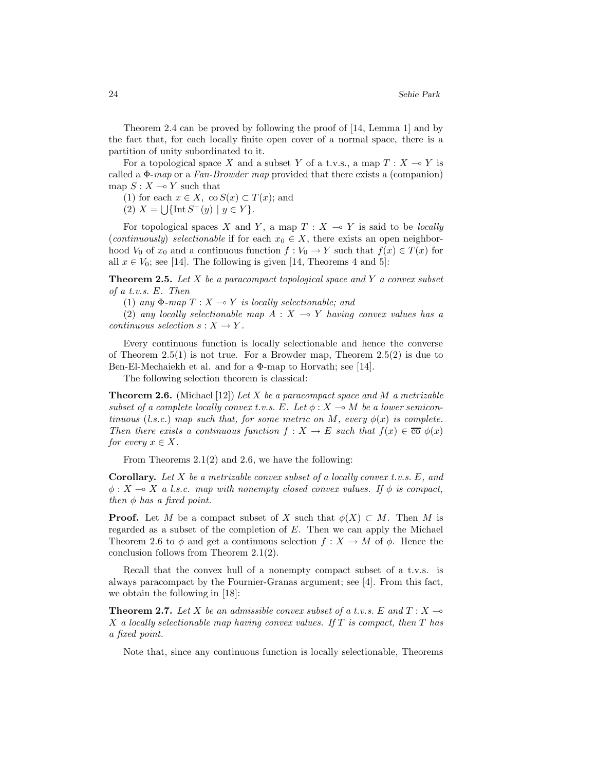Theorem 2.4 can be proved by following the proof of [14, Lemma 1] and by the fact that, for each locally finite open cover of a normal space, there is a partition of unity subordinated to it.

For a topological space $X$ and a subset $Y$ of a t.v.s., a map $T : X \multimap Y$ is called a *Φ-map* or a *Fan-Browder map* provided that there exists a (companion) map $S : X \multimap Y$ such that

(1) for each $x \in X$, $\operatorname{co} S(x) \subset T(x)$; and

(2) $X = \bigcup\{\operatorname{Int} S^{-}(y) \mid y \in Y\}$.

For topological spaces $X$ and $Y$, a map $T : X \multimap Y$ is said to be *locally* (*continuously*) *selectionable* if for each $x_0 \in X$, there exists an open neighborhood $V_0$ of $x_0$ and a continuous function $f : V_0 \to Y$ such that $f(x) \in T(x)$ for all $x \in V_0$; see [14]. The following is given [14, Theorems 4 and 5]:

**Theorem 2.5.** *Let $X$ be a paracompact topological space and $Y$ a convex subset of a t.v.s. $E$. Then*

(1) *any Φ-map $T : X \multimap Y$ is locally selectionable; and*

(2) *any locally selectionable map $A : X \multimap Y$ having convex values has a continuous selection $s : X \to Y$.*

Every continuous function is locally selectionable and hence the converse of Theorem 2.5(1) is not true. For a Browder map, Theorem 2.5(2) is due to Ben-El-Mechaiekh et al. and for a Φ-map to Horvath; see [14].

The following selection theorem is classical:

**Theorem 2.6.** (Michael [12]) *Let $X$ be a paracompact space and $M$ a metrizable subset of a complete locally convex t.v.s. $E$. Let $\phi : X \multimap M$ be a lower semicontinuous (l.s.c.) map such that, for some metric on $M$, every $\phi(x)$ is complete. Then there exists a continuous function $f : X \to E$ such that $f(x) \in \overline{\operatorname{co}}\ \phi(x)$ for every $x \in X$.*

From Theorems 2.1(2) and 2.6, we have the following:

**Corollary.** *Let $X$ be a metrizable convex subset of a locally convex t.v.s. $E$, and $\phi : X \multimap X$ a l.s.c. map with nonempty closed convex values. If $\phi$ is compact, then $\phi$ has a fixed point.*

**Proof.** Let $M$ be a compact subset of $X$ such that $\phi(X) \subset M$. Then $M$ is regarded as a subset of the completion of $E$. Then we can apply the Michael Theorem 2.6 to $\phi$ and get a continuous selection $f : X \to M$ of $\phi$. Hence the conclusion follows from Theorem 2.1(2).

Recall that the convex hull of a nonempty compact subset of a t.v.s. is always paracompact by the Fournier-Granas argument; see [4]. From this fact, we obtain the following in [18]:

**Theorem 2.7.** *Let $X$ be an admissible convex subset of a t.v.s. $E$ and $T : X \multimap X$ a locally selectionable map having convex values. If $T$ is compact, then $T$ has a fixed point.*

Note that, since any continuous function is locally selectionable, Theorems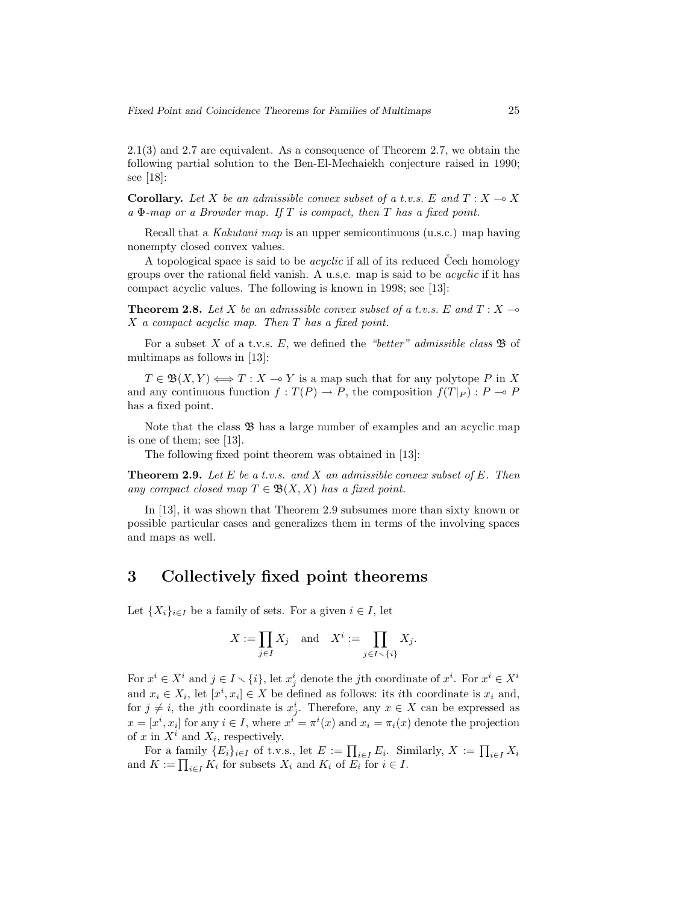2.1(3) and 2.7 are equivalent. As a consequence of Theorem 2.7, we obtain the following partial solution to the Ben-El-Mechaiekh conjecture raised in 1990; see [18]:

**Corollary.** *Let $X$ be an admissible convex subset of a t.v.s. $E$ and $T : X \multimap X$ a $\Phi$-map or a Browder map. If $T$ is compact, then $T$ has a fixed point.*

Recall that a *Kakutani map* is an upper semicontinuous (u.s.c.) map having nonempty closed convex values.

A topological space is said to be *acyclic* if all of its reduced Čech homology groups over the rational field vanish. A u.s.c. map is said to be *acyclic* if it has compact acyclic values. The following is known in 1998; see [13]:

**Theorem 2.8.** *Let $X$ be an admissible convex subset of a t.v.s. $E$ and $T : X \multimap X$ a compact acyclic map. Then $T$ has a fixed point.*

For a subset $X$ of a t.v.s. $E$, we defined the *"better" admissible class* $\mathfrak{B}$ of multimaps as follows in [13]:

$T \in \mathfrak{B}(X, Y) \iff T : X \multimap Y$ is a map such that for any polytope $P$ in $X$ and any continuous function $f : T(P) \to P$, the composition $f(T|_P) : P \multimap P$ has a fixed point.

Note that the class $\mathfrak{B}$ has a large number of examples and an acyclic map is one of them; see [13].

The following fixed point theorem was obtained in [13]:

**Theorem 2.9.** *Let $E$ be a t.v.s. and $X$ an admissible convex subset of $E$. Then any compact closed map $T \in \mathfrak{B}(X, X)$ has a fixed point.*

In [13], it was shown that Theorem 2.9 subsumes more than sixty known or possible particular cases and generalizes them in terms of the involving spaces and maps as well.

## 3 Collectively fixed point theorems

Let $\{X_i\}_{i \in I}$ be a family of sets. For a given $i \in I$, let

$$X := \prod_{j \in I} X_j \quad \text{and} \quad X^i := \prod_{j \in I \setminus \{i\}} X_j.$$

For $x^i \in X^i$ and $j \in I \setminus \{i\}$, let $x^i_j$ denote the $j$th coordinate of $x^i$. For $x^i \in X^i$ and $x_i \in X_i$, let $[x^i, x_i] \in X$ be defined as follows: its $i$th coordinate is $x_i$ and, for $j \neq i$, the $j$th coordinate is $x^i_j$. Therefore, any $x \in X$ can be expressed as $x = [x^i, x_i]$ for any $i \in I$, where $x^i = \pi^i(x)$ and $x_i = \pi_i(x)$ denote the projection of $x$ in $X^i$ and $X_i$, respectively.

For a family $\{E_i\}_{i \in I}$ of t.v.s., let $E := \prod_{i \in I} E_i$. Similarly, $X := \prod_{i \in I} X_i$ and $K := \prod_{i \in I} K_i$ for subsets $X_i$ and $K_i$ of $E_i$ for $i \in I$.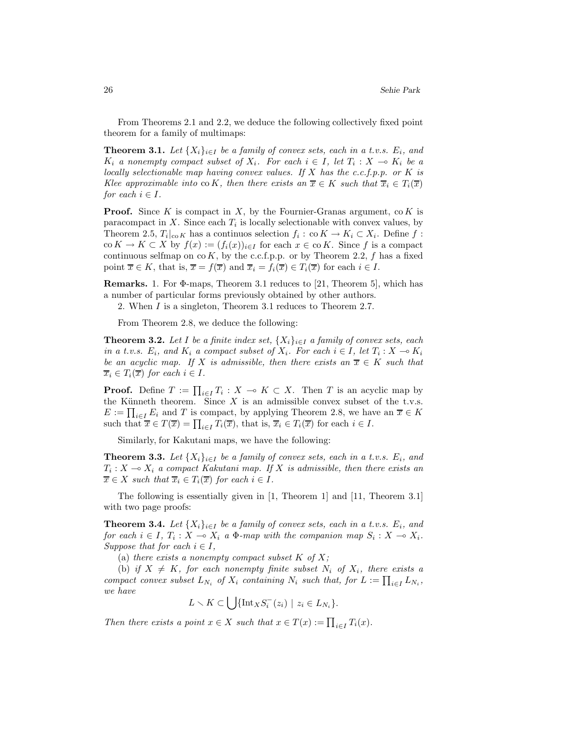From Theorems 2.1 and 2.2, we deduce the following collectively fixed point theorem for a family of multimaps:

**Theorem 3.1.** *Let $\{X_i\}_{i\in I}$ be a family of convex sets, each in a t.v.s. $E_i$, and $K_i$ a nonempty compact subset of $X_i$. For each $i \in I$, let $T_i : X \multimap K_i$ be a locally selectionable map having convex values. If $X$ has the c.c.f.p.p. or $K$ is Klee approximable into* $\operatorname{co} K$*, then there exists an $\overline{x} \in K$ such that $\overline{x}_i \in T_i(\overline{x})$ for each $i \in I$.*

**Proof.** Since $K$ is compact in $X$, by the Fournier-Granas argument, $\operatorname{co} K$ is paracompact in $X$. Since each $T_i$ is locally selectionable with convex values, by Theorem 2.5, $T_i|_{\operatorname{co} K}$ has a continuos selection $f_i : \operatorname{co} K \to K_i \subset X_i$. Define $f : \operatorname{co} K \to K \subset X$ by $f(x) := (f_i(x))_{i\in I}$ for each $x \in \operatorname{co} K$. Since $f$ is a compact continuous selfmap on $\operatorname{co} K$, by the c.c.f.p.p. or by Theorem 2.2, $f$ has a fixed point $\overline{x} \in K$, that is, $\overline{x} = f(\overline{x})$ and $\overline{x}_i = f_i(\overline{x}) \in T_i(\overline{x})$ for each $i \in I$.

**Remarks.** 1. For Φ-maps, Theorem 3.1 reduces to [21, Theorem 5], which has a number of particular forms previously obtained by other authors.

2. When $I$ is a singleton, Theorem 3.1 reduces to Theorem 2.7.

From Theorem 2.8, we deduce the following:

**Theorem 3.2.** *Let $I$ be a finite index set, $\{X_i\}_{i\in I}$ a family of convex sets, each in a t.v.s. $E_i$, and $K_i$ a compact subset of $X_i$. For each $i \in I$, let $T_i : X \multimap K_i$ be an acyclic map. If $X$ is admissible, then there exists an $\overline{x} \in K$ such that $\overline{x}_i \in T_i(\overline{x})$ for each $i \in I$.*

**Proof.** Define $T := \prod_{i\in I} T_i : X \multimap K \subset X$. Then $T$ is an acyclic map by the Künneth theorem. Since $X$ is an admissible convex subset of the t.v.s. $E := \prod_{i\in I} E_i$ and $T$ is compact, by applying Theorem 2.8, we have an $\overline{x} \in K$ such that $\overline{x} \in T(\overline{x}) = \prod_{i\in I} T_i(\overline{x})$, that is, $\overline{x}_i \in T_i(\overline{x})$ for each $i \in I$.

Similarly, for Kakutani maps, we have the following:

**Theorem 3.3.** *Let $\{X_i\}_{i\in I}$ be a family of convex sets, each in a t.v.s. $E_i$, and $T_i : X \multimap X_i$ a compact Kakutani map. If $X$ is admissible, then there exists an $\overline{x} \in X$ such that $\overline{x}_i \in T_i(\overline{x})$ for each $i \in I$.*

The following is essentially given in [1, Theorem 1] and [11, Theorem 3.1] with two page proofs:

**Theorem 3.4.** *Let $\{X_i\}_{i\in I}$ be a family of convex sets, each in a t.v.s. $E_i$, and for each $i \in I$, $T_i : X \multimap X_i$ a Φ-map with the companion map $S_i : X \multimap X_i$. Suppose that for each $i \in I$,*

(a) *there exists a nonempty compact subset $K$ of $X$;*

(b) *if $X \neq K$, for each nonempty finite subset $N_i$ of $X_i$, there exists a compact convex subset $L_{N_i}$ of $X_i$ containing $N_i$ such that, for $L := \prod_{i\in I} L_{N_i}$, we have*

$$L \setminus K \subset \bigcup \{\operatorname{Int}_X S_i^-(z_i) \mid z_i \in L_{N_i}\}.$$

*Then there exists a point $x \in X$ such that $x \in T(x) := \prod_{i\in I} T_i(x)$.*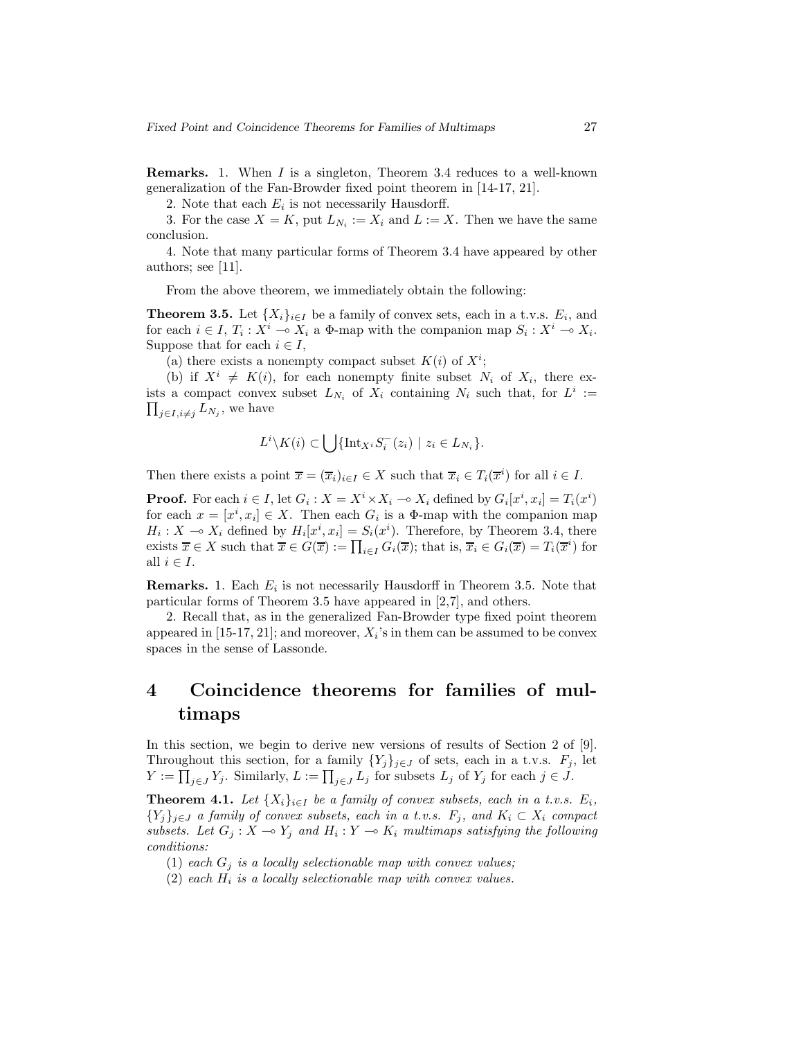**Remarks.** 1. When $I$ is a singleton, Theorem 3.4 reduces to a well-known generalization of the Fan-Browder fixed point theorem in [14-17, 21].

2. Note that each $E_i$ is not necessarily Hausdorff.

3. For the case $X = K$, put $L_{N_i} := X_i$ and $L := X$. Then we have the same conclusion.

4. Note that many particular forms of Theorem 3.4 have appeared by other authors; see [11].

From the above theorem, we immediately obtain the following:

**Theorem 3.5.** Let $\{X_i\}_{i\in I}$ be a family of convex sets, each in a t.v.s. $E_i$, and for each $i \in I$, $T_i : X^i \multimap X_i$ a $\Phi$-map with the companion map $S_i : X^i \multimap X_i$. Suppose that for each $i \in I$,

(a) there exists a nonempty compact subset $K(i)$ of $X^i$;

(b) if $X^i \neq K(i)$, for each nonempty finite subset $N_i$ of $X_i$, there exists a compact convex subset $L_{N_i}$ of $X_i$ containing $N_i$ such that, for $L^i := \prod_{j\in I, i\neq j} L_{N_j}$, we have

$$L^i \backslash K(i) \subset \bigcup \{\mathrm{Int}_{X^i} S_i^-(z_i) \mid z_i \in L_{N_i}\}.$$

Then there exists a point $\overline{x} = (\overline{x}_i)_{i\in I} \in X$ such that $\overline{x}_i \in T_i(\overline{x}^i)$ for all $i \in I$.

**Proof.** For each $i \in I$, let $G_i : X = X^i \times X_i \multimap X_i$ defined by $G_i[x^i, x_i] = T_i(x^i)$ for each $x = [x^i, x_i] \in X$. Then each $G_i$ is a $\Phi$-map with the companion map $H_i : X \multimap X_i$ defined by $H_i[x^i, x_i] = S_i(x^i)$. Therefore, by Theorem 3.4, there exists $\overline{x} \in X$ such that $\overline{x} \in G(\overline{x}) := \prod_{i\in I} G_i(\overline{x})$; that is, $\overline{x}_i \in G_i(\overline{x}) = T_i(\overline{x}^i)$ for all $i \in I$.

**Remarks.** 1. Each $E_i$ is not necessarily Hausdorff in Theorem 3.5. Note that particular forms of Theorem 3.5 have appeared in [2,7], and others.

2. Recall that, as in the generalized Fan-Browder type fixed point theorem appeared in [15-17, 21]; and moreover, $X_i$'s in them can be assumed to be convex spaces in the sense of Lassonde.

# 4 Coincidence theorems for families of multimaps

In this section, we begin to derive new versions of results of Section 2 of [9]. Throughout this section, for a family $\{Y_j\}_{j\in J}$ of sets, each in a t.v.s. $F_j$, let $Y := \prod_{j\in J} Y_j$. Similarly, $L := \prod_{j\in J} L_j$ for subsets $L_j$ of $Y_j$ for each $j \in J$.

**Theorem 4.1.** *Let $\{X_i\}_{i\in I}$ be a family of convex subsets, each in a t.v.s. $E_i$, $\{Y_j\}_{j\in J}$ a family of convex subsets, each in a t.v.s. $F_j$, and $K_i \subset X_i$ compact subsets. Let $G_j : X \multimap Y_j$ and $H_i : Y \multimap K_i$ multimaps satisfying the following conditions:*

(1) *each $G_j$ is a locally selectionable map with convex values;*

(2) *each $H_i$ is a locally selectionable map with convex values.*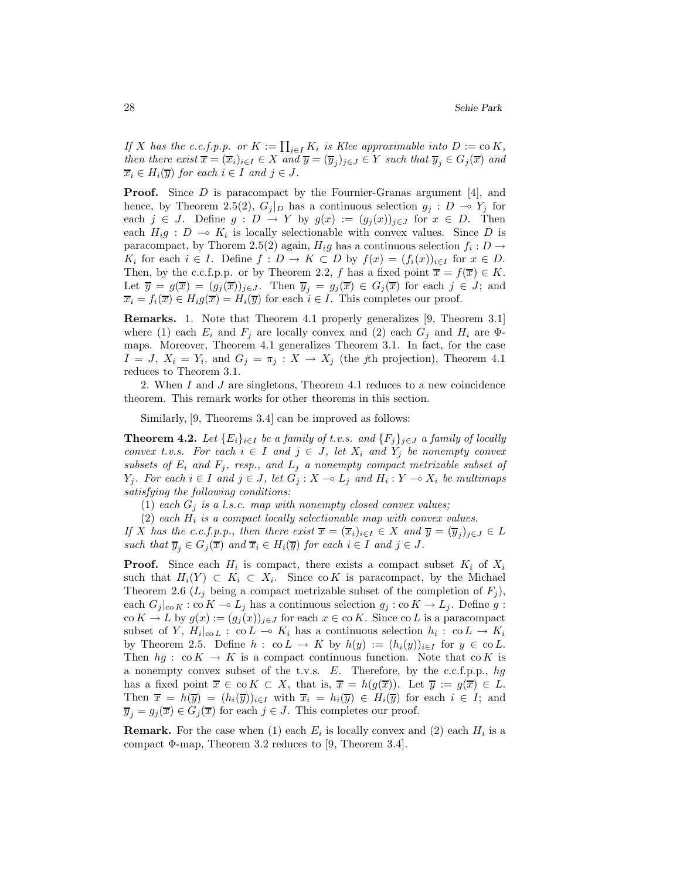*If $X$ has the c.c.f.p.p. or $K := \prod_{i \in I} K_i$ is Klee approximable into $D := \operatorname{co} K$, then there exist $\overline{x} = (\overline{x}_i)_{i \in I} \in X$ and $\overline{y} = (\overline{y}_j)_{j \in J} \in Y$ such that $\overline{y}_j \in G_j(\overline{x})$ and $\overline{x}_i \in H_i(\overline{y})$ for each $i \in I$ and $j \in J$.*

**Proof.** Since $D$ is paracompact by the Fournier-Granas argument [4], and hence, by Theorem 2.5(2), $G_j|_D$ has a continuous selection $g_j : D \multimap Y_j$ for each $j \in J$. Define $g : D \to Y$ by $g(x) := (g_j(x))_{j \in J}$ for $x \in D$. Then each $H_i g : D \multimap K_i$ is locally selectionable with convex values. Since $D$ is paracompact, by Thorem 2.5(2) again, $H_i g$ has a continuous selection $f_i : D \to K_i$ for each $i \in I$. Define $f : D \to K \subset D$ by $f(x) = (f_i(x))_{i \in I}$ for $x \in D$. Then, by the c.c.f.p.p. or by Theorem 2.2, $f$ has a fixed point $\overline{x} = f(\overline{x}) \in K$. Let $\overline{y} = g(\overline{x}) = (g_j(\overline{x}))_{j \in J}$. Then $\overline{y}_j = g_j(\overline{x}) \in G_j(\overline{x})$ for each $j \in J$; and $\overline{x}_i = f_i(\overline{x}) \in H_i g(\overline{x}) = H_i(\overline{y})$ for each $i \in I$. This completes our proof.

**Remarks.** 1. Note that Theorem 4.1 properly generalizes [9, Theorem 3.1] where (1) each $E_i$ and $F_j$ are locally convex and (2) each $G_j$ and $H_i$ are $\Phi$-maps. Moreover, Theorem 4.1 generalizes Theorem 3.1. In fact, for the case $I = J$, $X_i = Y_i$, and $G_j = \pi_j : X \to X_j$ (the $j$th projection), Theorem 4.1 reduces to Theorem 3.1.

2. When $I$ and $J$ are singletons, Theorem 4.1 reduces to a new coincidence theorem. This remark works for other theorems in this section.

Similarly, [9, Theorems 3.4] can be improved as follows:

**Theorem 4.2.** *Let $\{E_i\}_{i \in I}$ be a family of t.v.s. and $\{F_j\}_{j \in J}$ a family of locally convex t.v.s. For each $i \in I$ and $j \in J$, let $X_i$ and $Y_j$ be nonempty convex subsets of $E_i$ and $F_j$, resp., and $L_j$ a nonempty compact metrizable subset of $Y_j$. For each $i \in I$ and $j \in J$, let $G_j : X \multimap L_j$ and $H_i : Y \multimap X_i$ be multimaps satisfying the following conditions:*

(1) *each $G_j$ is a l.s.c. map with nonempty closed convex values;*

(2) *each $H_i$ is a compact locally selectionable map with convex values.*

*If $X$ has the c.c.f.p.p., then there exist $\overline{x} = (\overline{x}_i)_{i \in I} \in X$ and $\overline{y} = (\overline{y}_j)_{j \in J} \in L$ such that $\overline{y}_j \in G_j(\overline{x})$ and $\overline{x}_i \in H_i(\overline{y})$ for each $i \in I$ and $j \in J$.*

**Proof.** Since each $H_i$ is compact, there exists a compact subset $K_i$ of $X_i$ such that $H_i(Y) \subset K_i \subset X_i$. Since $\operatorname{co} K$ is paracompact, by the Michael Theorem 2.6 ($L_j$ being a compact metrizable subset of the completion of $F_j$), each $G_j|_{\operatorname{co} K} : \operatorname{co} K \multimap L_j$ has a continuous selection $g_j : \operatorname{co} K \to L_j$. Define $g : \operatorname{co} K \to L$ by $g(x) := (g_j(x))_{j \in J}$ for each $x \in \operatorname{co} K$. Since $\operatorname{co} L$ is a paracompact subset of $Y$, $H_i|_{\operatorname{co} L} : \operatorname{co} L \multimap K_i$ has a continuous selection $h_i : \operatorname{co} L \to K_i$ by Theorem 2.5. Define $h : \operatorname{co} L \to K$ by $h(y) := (h_i(y))_{i \in I}$ for $y \in \operatorname{co} L$. Then $hg : \operatorname{co} K \to K$ is a compact continuous function. Note that $\operatorname{co} K$ is a nonempty convex subset of the t.v.s. $E$. Therefore, by the c.c.f.p.p., $hg$ has a fixed point $\overline{x} \in \operatorname{co} K \subset X$, that is, $\overline{x} = h(g(\overline{x}))$. Let $\overline{y} := g(\overline{x}) \in L$. Then $\overline{x} = h(\overline{y}) = (h_i(\overline{y}))_{i \in I}$ with $\overline{x}_i = h_i(\overline{y}) \in H_i(\overline{y})$ for each $i \in I$; and $\overline{y}_j = g_j(\overline{x}) \in G_j(\overline{x})$ for each $j \in J$. This completes our proof.

**Remark.** For the case when (1) each $E_i$ is locally convex and (2) each $H_i$ is a compact $\Phi$-map, Theorem 3.2 reduces to [9, Theorem 3.4].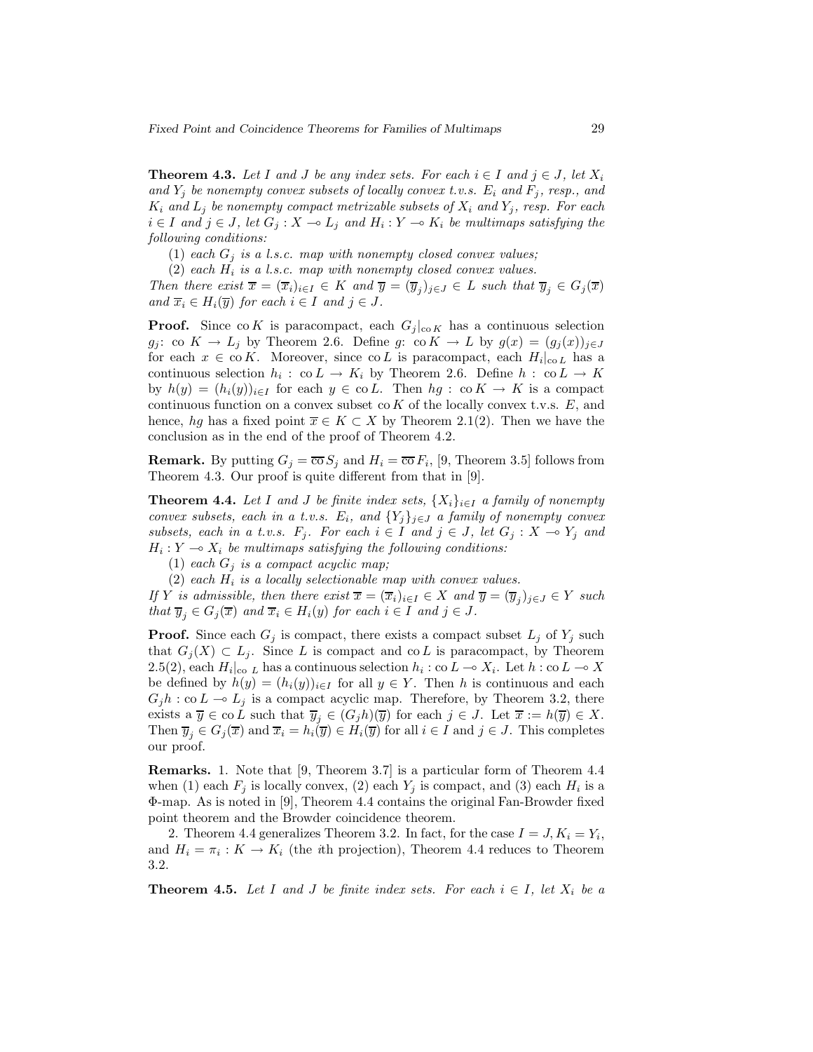**Theorem 4.3.** *Let $I$ and $J$ be any index sets. For each $i \in I$ and $j \in J$, let $X_i$ and $Y_j$ be nonempty convex subsets of locally convex t.v.s. $E_i$ and $F_j$, resp., and $K_i$ and $L_j$ be nonempty compact metrizable subsets of $X_i$ and $Y_j$, resp. For each $i \in I$ and $j \in J$, let $G_j : X \multimap L_j$ and $H_i : Y \multimap K_i$ be multimaps satisfying the following conditions:*

(1) *each $G_j$ is a l.s.c. map with nonempty closed convex values;*

(2) *each $H_i$ is a l.s.c. map with nonempty closed convex values.*

*Then there exist $\overline{x} = (\overline{x}_i)_{i \in I} \in K$ and $\overline{y} = (\overline{y}_j)_{j \in J} \in L$ such that $\overline{y}_j \in G_j(\overline{x})$ and $\overline{x}_i \in H_i(\overline{y})$ for each $i \in I$ and $j \in J$.*

**Proof.** Since $\operatorname{co} K$ is paracompact, each $G_j|_{\operatorname{co} K}$ has a continuous selection $g_j$: $\operatorname{co} K \to L_j$ by Theorem 2.6. Define $g$: $\operatorname{co} K \to L$ by $g(x) = (g_j(x))_{j \in J}$ for each $x \in \operatorname{co} K$. Moreover, since $\operatorname{co} L$ is paracompact, each $H_i|_{\operatorname{co} L}$ has a continuous selection $h_i : \operatorname{co} L \to K_i$ by Theorem 2.6. Define $h : \operatorname{co} L \to K$ by $h(y) = (h_i(y))_{i \in I}$ for each $y \in \operatorname{co} L$. Then $hg : \operatorname{co} K \to K$ is a compact continuous function on a convex subset $\operatorname{co} K$ of the locally convex t.v.s. $E$, and hence, $hg$ has a fixed point $\overline{x} \in K \subset X$ by Theorem 2.1(2). Then we have the conclusion as in the end of the proof of Theorem 4.2.

**Remark.** By putting $G_j = \overline{\operatorname{co}}\, S_j$ and $H_i = \overline{\operatorname{co}}\, F_i$, [9, Theorem 3.5] follows from Theorem 4.3. Our proof is quite different from that in [9].

**Theorem 4.4.** *Let $I$ and $J$ be finite index sets, $\{X_i\}_{i \in I}$ a family of nonempty convex subsets, each in a t.v.s. $E_i$, and $\{Y_j\}_{j \in J}$ a family of nonempty convex subsets, each in a t.v.s. $F_j$. For each $i \in I$ and $j \in J$, let $G_j : X \multimap Y_j$ and $H_i : Y \multimap X_i$ be multimaps satisfying the following conditions:*

(1) *each $G_j$ is a compact acyclic map;*

(2) *each $H_i$ is a locally selectionable map with convex values.*

*If $Y$ is admissible, then there exist $\overline{x} = (\overline{x}_i)_{i \in I} \in X$ and $\overline{y} = (\overline{y}_j)_{j \in J} \in Y$ such that $\overline{y}_j \in G_j(\overline{x})$ and $\overline{x}_i \in H_i(y)$ for each $i \in I$ and $j \in J$.*

**Proof.** Since each $G_j$ is compact, there exists a compact subset $L_j$ of $Y_j$ such that $G_j(X) \subset L_j$. Since $L$ is compact and $\operatorname{co} L$ is paracompact, by Theorem 2.5(2), each $H_i|_{\operatorname{co}\, L}$ has a continuous selection $h_i : \operatorname{co} L \multimap X_i$. Let $h : \operatorname{co} L \multimap X$ be defined by $h(y) = (h_i(y))_{i \in I}$ for all $y \in Y$. Then $h$ is continuous and each $G_j h : \operatorname{co} L \multimap L_j$ is a compact acyclic map. Therefore, by Theorem 3.2, there exists a $\overline{y} \in \operatorname{co} L$ such that $\overline{y}_j \in (G_j h)(\overline{y})$ for each $j \in J$. Let $\overline{x} := h(\overline{y}) \in X$. Then $\overline{y}_j \in G_j(\overline{x})$ and $\overline{x}_i = h_i(\overline{y}) \in H_i(\overline{y})$ for all $i \in I$ and $j \in J$. This completes our proof.

**Remarks.** 1. Note that [9, Theorem 3.7] is a particular form of Theorem 4.4 when (1) each $F_j$ is locally convex, (2) each $Y_j$ is compact, and (3) each $H_i$ is a $\Phi$-map. As is noted in [9], Theorem 4.4 contains the original Fan-Browder fixed point theorem and the Browder coincidence theorem.

2. Theorem 4.4 generalizes Theorem 3.2. In fact, for the case $I = J, K_i = Y_i$, and $H_i = \pi_i : K \to K_i$ (the $i$th projection), Theorem 4.4 reduces to Theorem 3.2.

**Theorem 4.5.** *Let $I$ and $J$ be finite index sets. For each $i \in I$, let $X_i$ be a*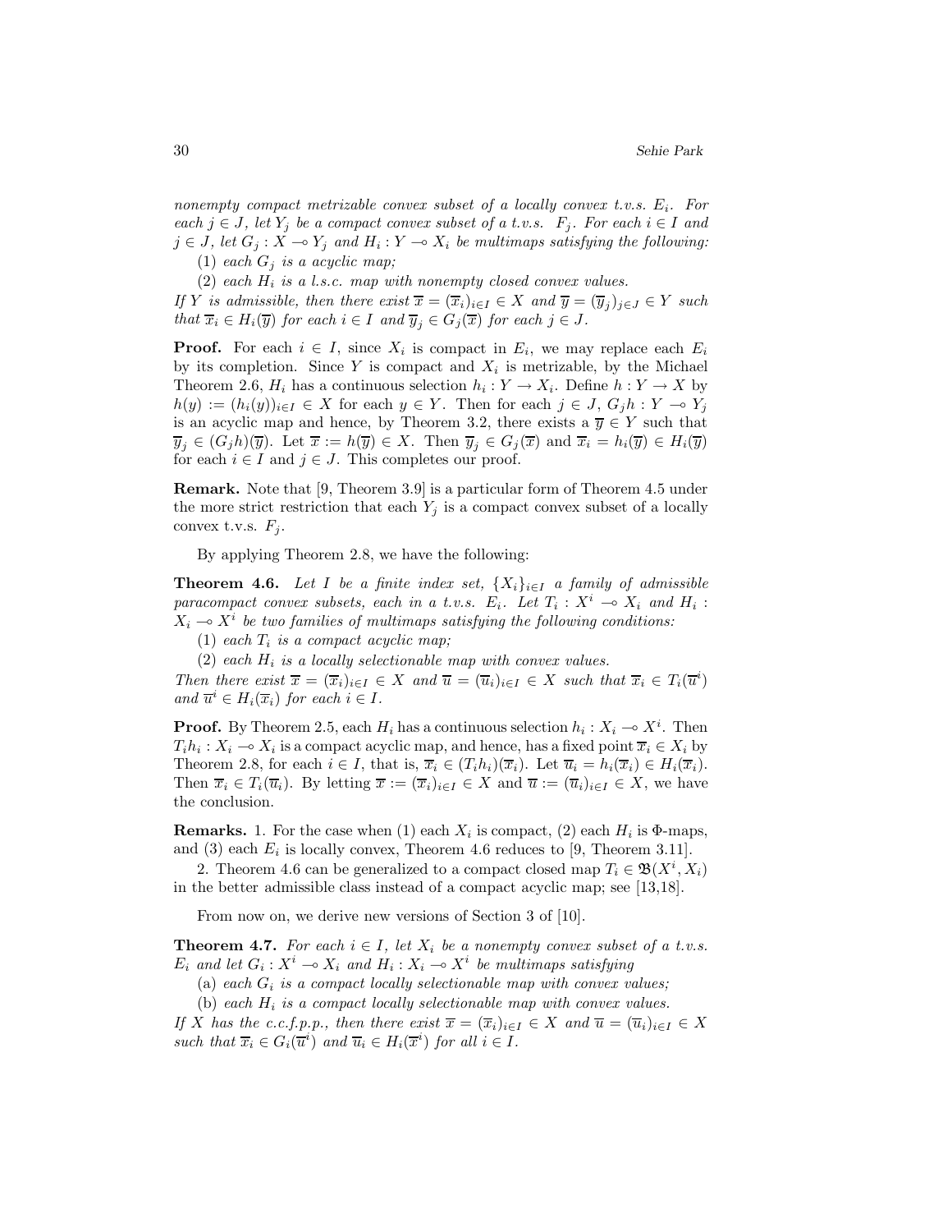nonempty compact metrizable convex subset of a locally convex t.v.s. $E_i$. For each $j \in J$, let $Y_j$ be a compact convex subset of a t.v.s. $F_j$. For each $i \in I$ and $j \in J$, let $G_j : X \multimap Y_j$ and $H_i : Y \multimap X_i$ be multimaps satisfying the following:

(1) each $G_j$ is a acyclic map;

(2) each $H_i$ is a l.s.c. map with nonempty closed convex values.

If $Y$ is admissible, then there exist $\overline{x} = (\overline{x}_i)_{i\in I} \in X$ and $\overline{y} = (\overline{y}_j)_{j\in J} \in Y$ such that $\overline{x}_i \in H_i(\overline{y})$ for each $i \in I$ and $\overline{y}_j \in G_j(\overline{x})$ for each $j \in J$.

**Proof.** For each $i \in I$, since $X_i$ is compact in $E_i$, we may replace each $E_i$ by its completion. Since $Y$ is compact and $X_i$ is metrizable, by the Michael Theorem 2.6, $H_i$ has a continuous selection $h_i : Y \to X_i$. Define $h : Y \to X$ by $h(y) := (h_i(y))_{i\in I} \in X$ for each $y \in Y$. Then for each $j \in J$, $G_j h : Y \multimap Y_j$ is an acyclic map and hence, by Theorem 3.2, there exists a $\overline{y} \in Y$ such that $\overline{y}_j \in (G_j h)(\overline{y})$. Let $\overline{x} := h(\overline{y}) \in X$. Then $\overline{y}_j \in G_j(\overline{x})$ and $\overline{x}_i = h_i(\overline{y}) \in H_i(\overline{y})$ for each $i \in I$ and $j \in J$. This completes our proof.

**Remark.** Note that [9, Theorem 3.9] is a particular form of Theorem 4.5 under the more strict restriction that each $Y_j$ is a compact convex subset of a locally convex t.v.s. $F_j$.

By applying Theorem 2.8, we have the following:

**Theorem 4.6.** *Let $I$ be a finite index set, $\{X_i\}_{i\in I}$ a family of admissible paracompact convex subsets, each in a t.v.s. $E_i$. Let $T_i : X^i \multimap X_i$ and $H_i : X_i \multimap X^i$ be two families of multimaps satisfying the following conditions:*

(1) *each $T_i$ is a compact acyclic map;*

(2) *each $H_i$ is a locally selectionable map with convex values.*

*Then there exist $\overline{x} = (\overline{x}_i)_{i\in I} \in X$ and $\overline{u} = (\overline{u}_i)_{i\in I} \in X$ such that $\overline{x}_i \in T_i(\overline{u}^i)$ and $\overline{u}^i \in H_i(\overline{x}_i)$ for each $i \in I$.*

**Proof.** By Theorem 2.5, each $H_i$ has a continuous selection $h_i : X_i \multimap X^i$. Then $T_i h_i : X_i \multimap X_i$ is a compact acyclic map, and hence, has a fixed point $\overline{x}_i \in X_i$ by Theorem 2.8, for each $i \in I$, that is, $\overline{x}_i \in (T_i h_i)(\overline{x}_i)$. Let $\overline{u}_i = h_i(\overline{x}_i) \in H_i(\overline{x}_i)$. Then $\overline{x}_i \in T_i(\overline{u}_i)$. By letting $\overline{x} := (\overline{x}_i)_{i\in I} \in X$ and $\overline{u} := (\overline{u}_i)_{i\in I} \in X$, we have the conclusion.

**Remarks.** 1. For the case when (1) each $X_i$ is compact, (2) each $H_i$ is $\Phi$-maps, and (3) each $E_i$ is locally convex, Theorem 4.6 reduces to [9, Theorem 3.11].

2. Theorem 4.6 can be generalized to a compact closed map $T_i \in \mathfrak{B}(X^i, X_i)$ in the better admissible class instead of a compact acyclic map; see [13,18].

From now on, we derive new versions of Section 3 of [10].

**Theorem 4.7.** *For each $i \in I$, let $X_i$ be a nonempty convex subset of a t.v.s. $E_i$ and let $G_i : X^i \multimap X_i$ and $H_i : X_i \multimap X^i$ be multimaps satisfying*

(a) *each $G_i$ is a compact locally selectionable map with convex values;*

(b) *each $H_i$ is a compact locally selectionable map with convex values.*

*If $X$ has the c.c.f.p.p., then there exist $\overline{x} = (\overline{x}_i)_{i\in I} \in X$ and $\overline{u} = (\overline{u}_i)_{i\in I} \in X$ such that $\overline{x}_i \in G_i(\overline{u}^i)$ and $\overline{u}_i \in H_i(\overline{x}^i)$ for all $i \in I$.*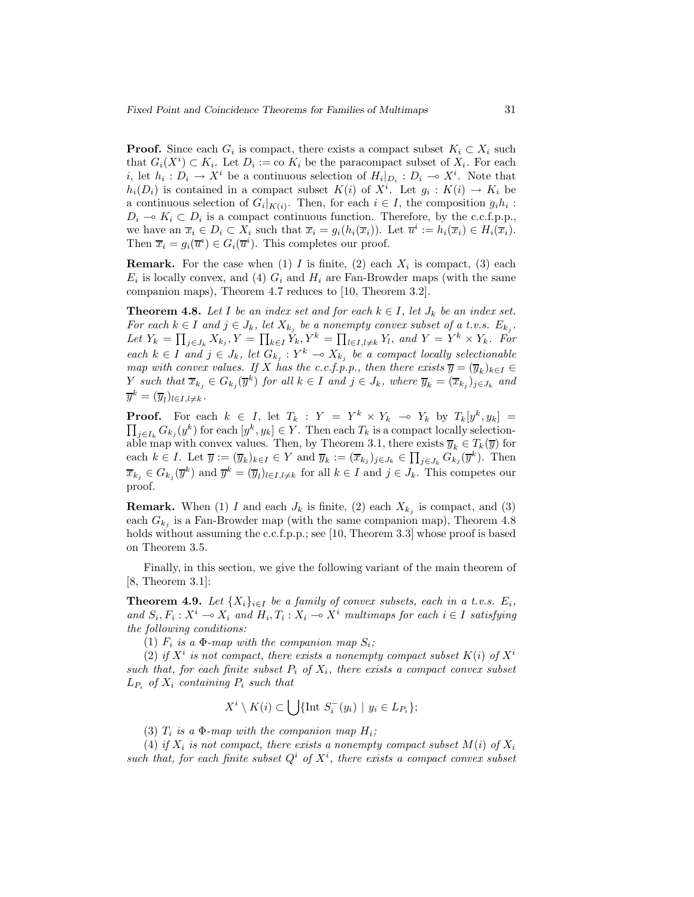**Proof.** Since each $G_i$ is compact, there exists a compact subset $K_i \subset X_i$ such that $G_i(X^i) \subset K_i$. Let $D_i := \text{co}\ K_i$ be the paracompact subset of $X_i$. For each $i$, let $h_i : D_i \to X^i$ be a continuous selection of $H_i|_{D_i} : D_i \multimap X^i$. Note that $h_i(D_i)$ is contained in a compact subset $K(i)$ of $X^i$. Let $g_i : K(i) \to K_i$ be a continuous selection of $G_i|_{K(i)}$. Then, for each $i \in I$, the composition $g_i h_i : D_i \multimap K_i \subset D_i$ is a compact continuous function. Therefore, by the c.c.f.p.p., we have an $\overline{x}_i \in D_i \subset X_i$ such that $\overline{x}_i = g_i(h_i(\overline{x}_i))$. Let $\overline{u}^i := h_i(\overline{x}_i) \in H_i(\overline{x}_i)$. Then $\overline{x}_i = g_i(\overline{u}^i) \in G_i(\overline{u}^i)$. This completes our proof.

**Remark.** For the case when (1) $I$ is finite, (2) each $X_i$ is compact, (3) each $E_i$ is locally convex, and (4) $G_i$ and $H_i$ are Fan-Browder maps (with the same companion maps), Theorem 4.7 reduces to [10, Theorem 3.2].

**Theorem 4.8.** *Let $I$ be an index set and for each $k \in I$, let $J_k$ be an index set. For each $k \in I$ and $j \in J_k$, let $X_{k_j}$ be a nonempty convex subset of a t.v.s. $E_{k_j}$. Let $Y_k = \prod_{j \in J_k} X_{k_j}, Y = \prod_{k \in I} Y_k, Y^k = \prod_{l \in I, l \neq k} Y_l$, and $Y = Y^k \times Y_k$. For each $k \in I$ and $j \in J_k$, let $G_{k_j} : Y^k \multimap X_{k_j}$ be a compact locally selectionable map with convex values. If $X$ has the c.c.f.p.p., then there exists $\overline{y} = (\overline{y}_k)_{k \in I} \in Y$ such that $\overline{x}_{k_j} \in G_{k_j}(\overline{y}^k)$ for all $k \in I$ and $j \in J_k$, where $\overline{y}_k = (\overline{x}_{k_j})_{j \in J_k}$ and $\overline{y}^k = (\overline{y}_l)_{l \in I, l \neq k}$.*

**Proof.** For each $k \in I$, let $T_k : Y = Y^k \times Y_k \multimap Y_k$ by $T_k[y^k, y_k] = \prod_{j \in I_k} G_{k_j}(y^k)$ for each $[y^k, y_k] \in Y$. Then each $T_k$ is a compact locally selectionable map with convex values. Then, by Theorem 3.1, there exists $\overline{y}_k \in T_k(\overline{y})$ for each $k \in I$. Let $\overline{y} := (\overline{y}_k)_{k \in I} \in Y$ and $\overline{y}_k := (\overline{x}_{k_j})_{j \in J_k} \in \prod_{j \in J_k} G_{k_j}(\overline{y}^k)$. Then $\overline{x}_{k_j} \in G_{k_j}(\overline{y}^k)$ and $\overline{y}^k = (\overline{y}_l)_{l \in I, l \neq k}$ for all $k \in I$ and $j \in J_k$. This competes our proof.

**Remark.** When (1) $I$ and each $J_k$ is finite, (2) each $X_{k_j}$ is compact, and (3) each $G_{k_j}$ is a Fan-Browder map (with the same companion map), Theorem 4.8 holds without assuming the c.c.f.p.p.; see [10, Theorem 3.3] whose proof is based on Theorem 3.5.

Finally, in this section, we give the following variant of the main theorem of [8, Theorem 3.1]:

**Theorem 4.9.** *Let $\{X_i\}_{i \in I}$ be a family of convex subsets, each in a t.v.s. $E_i$, and $S_i, F_i : X^i \multimap X_i$ and $H_i, T_i : X_i \multimap X^i$ multimaps for each $i \in I$ satisfying the following conditions:*

(1) *$F_i$ is a $\Phi$-map with the companion map $S_i$;*

(2) *if $X^i$ is not compact, there exists a nonempty compact subset $K(i)$ of $X^i$ such that, for each finite subset $P_i$ of $X_i$, there exists a compact convex subset $L_{P_i}$ of $X_i$ containing $P_i$ such that*

$$X^i \setminus K(i) \subset \bigcup \{\text{Int}\ S_i^-(y_i) \mid y_i \in L_{P_i}\};$$

(3) *$T_i$ is a $\Phi$-map with the companion map $H_i$;*

(4) *if $X_i$ is not compact, there exists a nonempty compact subset $M(i)$ of $X_i$ such that, for each finite subset $Q^i$ of $X^i$, there exists a compact convex subset*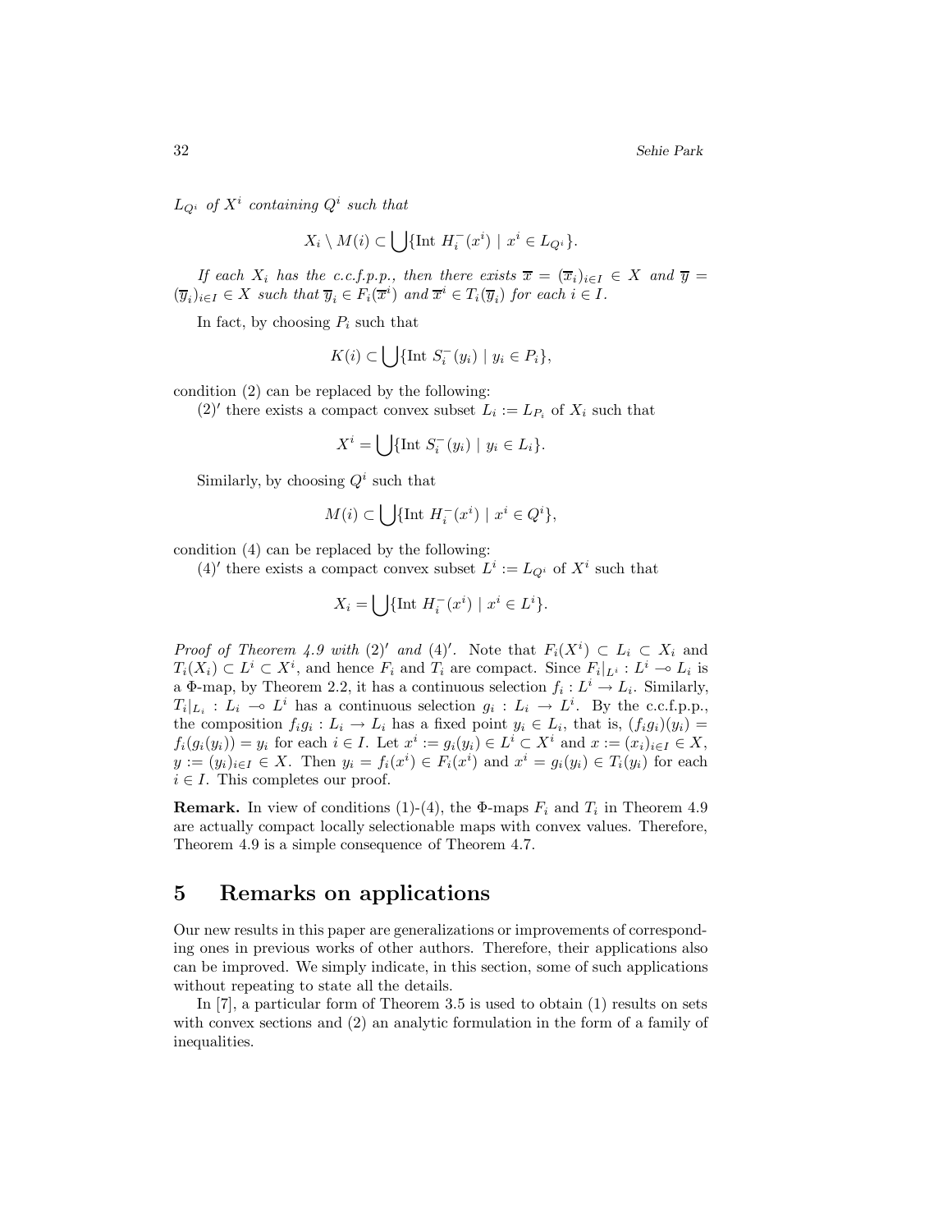$L_{Q^i}$ *of* $X^i$ *containing* $Q^i$ *such that*

$$X_i \setminus M(i) \subset \bigcup\{\text{Int } H_i^-(x^i) \mid x^i \in L_{Q^i}\}.$$

*If each* $X_i$ *has the c.c.f.p.p., then there exists* $\overline{x} = (\overline{x}_i)_{i\in I} \in X$ *and* $\overline{y} = (\overline{y}_i)_{i\in I} \in X$ *such that* $\overline{y}_i \in F_i(\overline{x}^i)$ *and* $\overline{x}^i \in T_i(\overline{y}_i)$ *for each* $i \in I$.

In fact, by choosing $P_i$ such that

$$K(i) \subset \bigcup\{\text{Int } S_i^-(y_i) \mid y_i \in P_i\},$$

condition (2) can be replaced by the following:

$(2)'$ there exists a compact convex subset $L_i := L_{P_i}$ of $X_i$ such that

$$X^i = \bigcup\{\text{Int } S_i^-(y_i) \mid y_i \in L_i\}.$$

Similarly, by choosing $Q^i$ such that

$$M(i) \subset \bigcup\{\text{Int } H_i^-(x^i) \mid x^i \in Q^i\},$$

condition (4) can be replaced by the following:

$(4)'$ there exists a compact convex subset $L^i := L_{Q^i}$ of $X^i$ such that

$$X_i = \bigcup\{\text{Int } H_i^-(x^i) \mid x^i \in L^i\}.$$

*Proof of Theorem 4.9 with* $(2)'$ *and* $(4)'$. Note that $F_i(X^i) \subset L_i \subset X_i$ and $T_i(X_i) \subset L^i \subset X^i$, and hence $F_i$ and $T_i$ are compact. Since $F_i|_{L^i} : L^i \multimap L_i$ is a $\Phi$-map, by Theorem 2.2, it has a continuous selection $f_i : L^i \to L_i$. Similarly, $T_i|_{L_i} : L_i \multimap L^i$ has a continuous selection $g_i : L_i \to L^i$. By the c.c.f.p.p., the composition $f_i g_i : L_i \to L_i$ has a fixed point $y_i \in L_i$, that is, $(f_i g_i)(y_i) = f_i(g_i(y_i)) = y_i$ for each $i \in I$. Let $x^i := g_i(y_i) \in L^i \subset X^i$ and $x := (x_i)_{i\in I} \in X$, $y := (y_i)_{i\in I} \in X$. Then $y_i = f_i(x^i) \in F_i(x^i)$ and $x^i = g_i(y_i) \in T_i(y_i)$ for each $i \in I$. This completes our proof.

**Remark.** In view of conditions (1)-(4), the $\Phi$-maps $F_i$ and $T_i$ in Theorem 4.9 are actually compact locally selectionable maps with convex values. Therefore, Theorem 4.9 is a simple consequence of Theorem 4.7.

# 5 Remarks on applications

Our new results in this paper are generalizations or improvements of corresponding ones in previous works of other authors. Therefore, their applications also can be improved. We simply indicate, in this section, some of such applications without repeating to state all the details.

In [7], a particular form of Theorem 3.5 is used to obtain (1) results on sets with convex sections and (2) an analytic formulation in the form of a family of inequalities.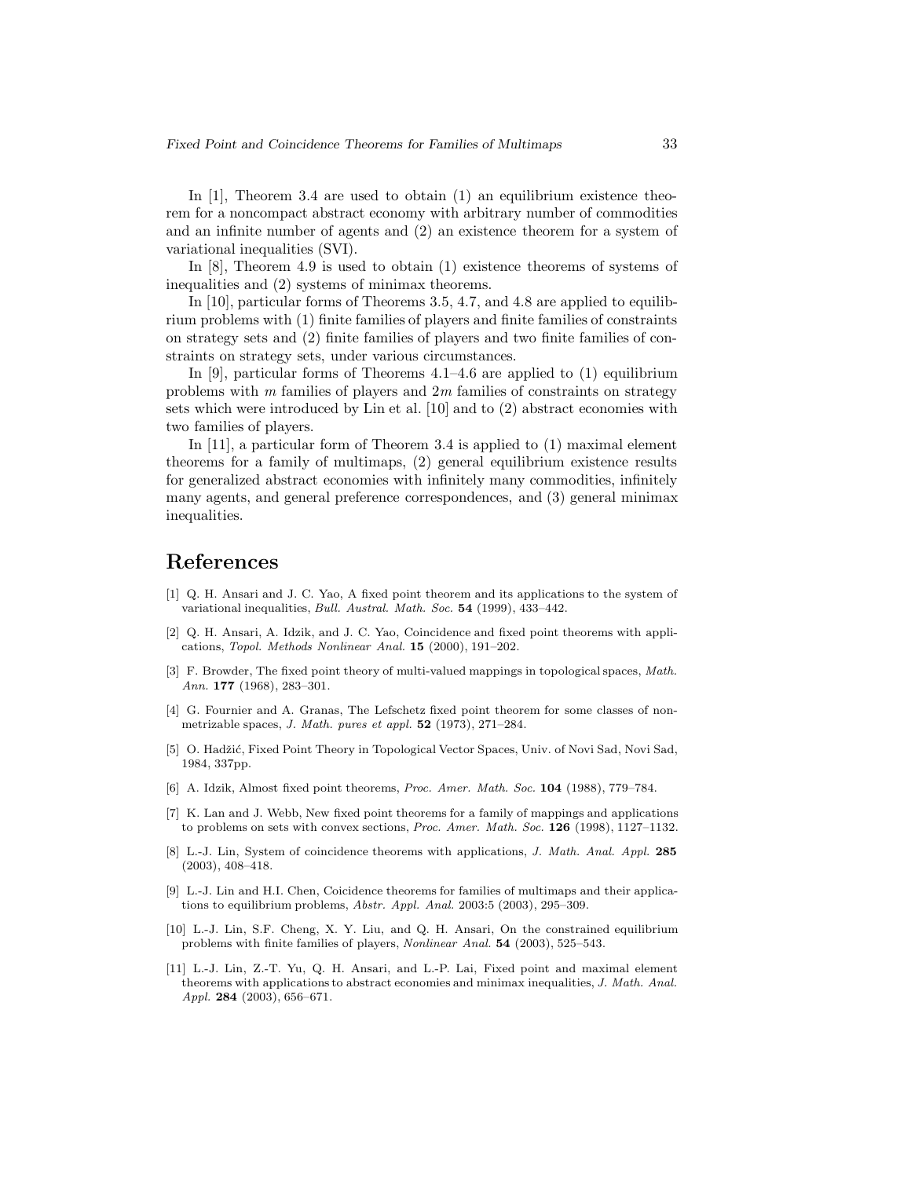In [1], Theorem 3.4 are used to obtain (1) an equilibrium existence theorem for a noncompact abstract economy with arbitrary number of commodities and an infinite number of agents and (2) an existence theorem for a system of variational inequalities (SVI).

In [8], Theorem 4.9 is used to obtain (1) existence theorems of systems of inequalities and (2) systems of minimax theorems.

In [10], particular forms of Theorems 3.5, 4.7, and 4.8 are applied to equilibrium problems with (1) finite families of players and finite families of constraints on strategy sets and (2) finite families of players and two finite families of constraints on strategy sets, under various circumstances.

In [9], particular forms of Theorems 4.1–4.6 are applied to (1) equilibrium problems with $m$ families of players and $2m$ families of constraints on strategy sets which were introduced by Lin et al. [10] and to (2) abstract economies with two families of players.

In [11], a particular form of Theorem 3.4 is applied to (1) maximal element theorems for a family of multimaps, (2) general equilibrium existence results for generalized abstract economies with infinitely many commodities, infinitely many agents, and general preference correspondences, and (3) general minimax inequalities.

## References

[1] Q. H. Ansari and J. C. Yao, A fixed point theorem and its applications to the system of variational inequalities, *Bull. Austral. Math. Soc.* **54** (1999), 433–442.

[2] Q. H. Ansari, A. Idzik, and J. C. Yao, Coincidence and fixed point theorems with applications, *Topol. Methods Nonlinear Anal.* **15** (2000), 191–202.

[3] F. Browder, The fixed point theory of multi-valued mappings in topological spaces, *Math. Ann.* **177** (1968), 283–301.

[4] G. Fournier and A. Granas, The Lefschetz fixed point theorem for some classes of non-metrizable spaces, *J. Math. pures et appl.* **52** (1973), 271–284.

[5] O. Hadžić, Fixed Point Theory in Topological Vector Spaces, Univ. of Novi Sad, Novi Sad, 1984, 337pp.

[6] A. Idzik, Almost fixed point theorems, *Proc. Amer. Math. Soc.* **104** (1988), 779–784.

[7] K. Lan and J. Webb, New fixed point theorems for a family of mappings and applications to problems on sets with convex sections, *Proc. Amer. Math. Soc.* **126** (1998), 1127–1132.

[8] L.-J. Lin, System of coincidence theorems with applications, *J. Math. Anal. Appl.* **285** (2003), 408–418.

[9] L.-J. Lin and H.I. Chen, Coicidence theorems for families of multimaps and their applications to equilibrium problems, *Abstr. Appl. Anal.* 2003:5 (2003), 295–309.

[10] L.-J. Lin, S.F. Cheng, X. Y. Liu, and Q. H. Ansari, On the constrained equilibrium problems with finite families of players, *Nonlinear Anal.* **54** (2003), 525–543.

[11] L.-J. Lin, Z.-T. Yu, Q. H. Ansari, and L.-P. Lai, Fixed point and maximal element theorems with applications to abstract economies and minimax inequalities, *J. Math. Anal. Appl.* **284** (2003), 656–671.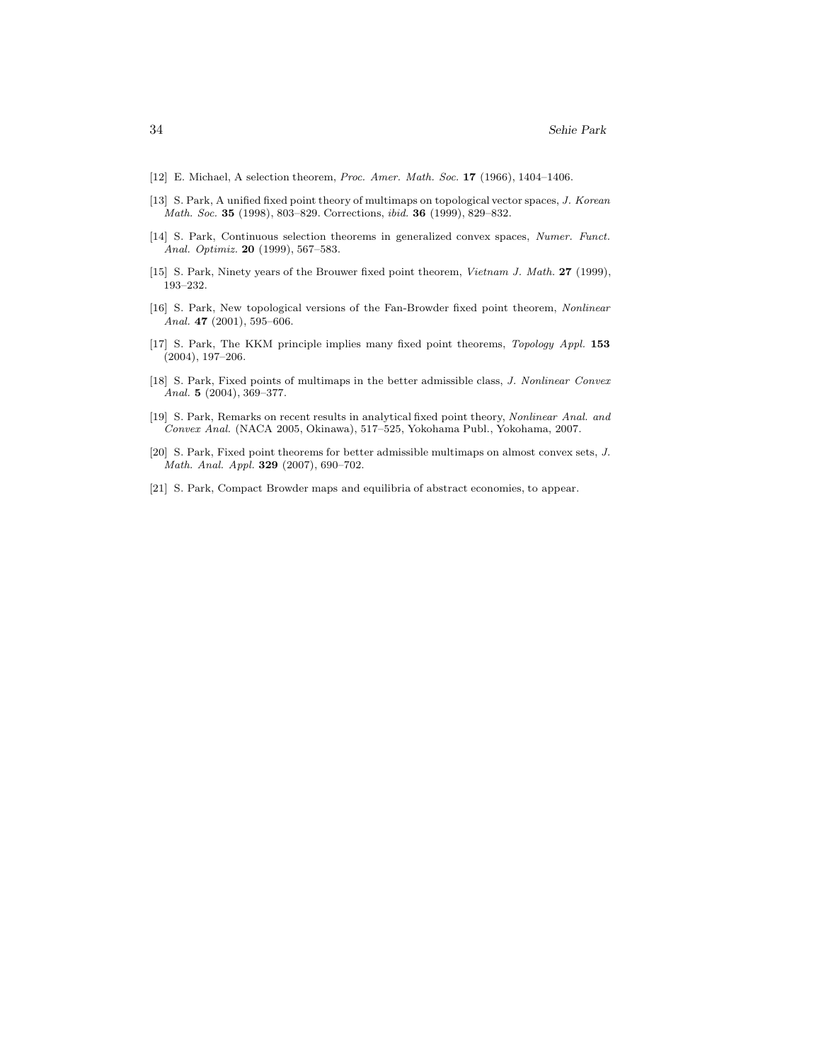[12] E. Michael, A selection theorem, *Proc. Amer. Math. Soc.* **17** (1966), 1404–1406.

[13] S. Park, A unified fixed point theory of multimaps on topological vector spaces, *J. Korean Math. Soc.* **35** (1998), 803–829. Corrections, *ibid.* **36** (1999), 829–832.

[14] S. Park, Continuous selection theorems in generalized convex spaces, *Numer. Funct. Anal. Optimiz.* **20** (1999), 567–583.

[15] S. Park, Ninety years of the Brouwer fixed point theorem, *Vietnam J. Math.* **27** (1999), 193–232.

[16] S. Park, New topological versions of the Fan-Browder fixed point theorem, *Nonlinear Anal.* **47** (2001), 595–606.

[17] S. Park, The KKM principle implies many fixed point theorems, *Topology Appl.* **153** (2004), 197–206.

[18] S. Park, Fixed points of multimaps in the better admissible class, *J. Nonlinear Convex Anal.* **5** (2004), 369–377.

[19] S. Park, Remarks on recent results in analytical fixed point theory, *Nonlinear Anal. and Convex Anal.* (NACA 2005, Okinawa), 517–525, Yokohama Publ., Yokohama, 2007.

[20] S. Park, Fixed point theorems for better admissible multimaps on almost convex sets, *J. Math. Anal. Appl.* **329** (2007), 690–702.

[21] S. Park, Compact Browder maps and equilibria of abstract economies, to appear.